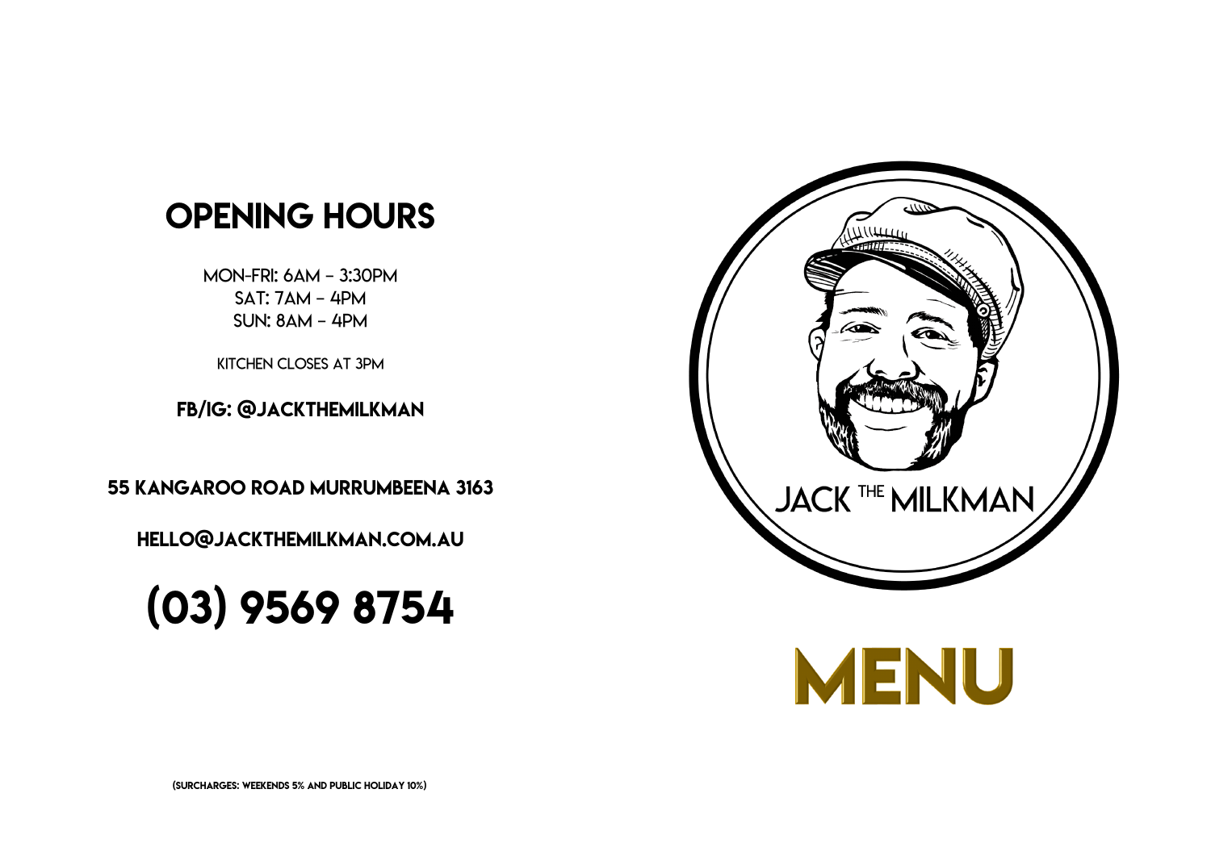## OPENING HOURS

MON-FRI: 6AM – 3:30PM
SAT: 7AM – 4PM
SUN: 8AM – 4PM

KITCHEN CLOSES AT 3PM

**FB/IG: @JACKTHEMILKMAN**

**55 KANGAROO ROAD MURRUMBEENA 3163**

**HELLO@JACKTHEMILKMAN.COM.AU**

# (03) 9569 8754

JACK THE MILKMAN

# MENU

(SURCHARGES: WEEKENDS 5% AND PUBLIC HOLIDAY 10%)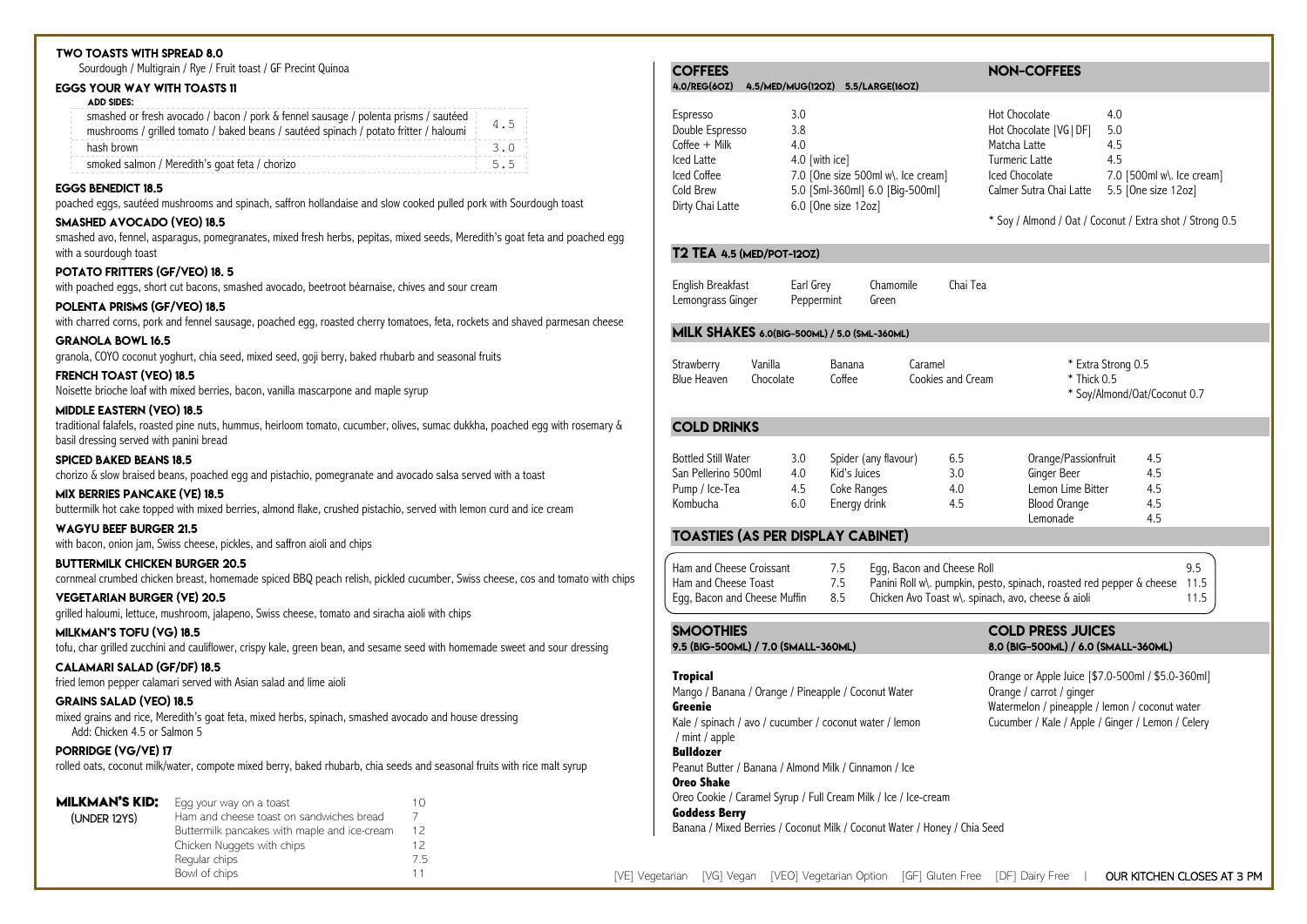### TWO TOASTS WITH SPREAD 8.0

Sourdough / Multigrain / Rye / Fruit toast / GF Precint Quinoa

### EGGS YOUR WAY WITH TOASTS 11

**ADD SIDES:**

| | |
|---|---|
| smashed or fresh avocado / bacon / pork & fennel sausage / polenta prisms / sautéed mushrooms / grilled tomato / baked beans / sautéed spinach / potato fritter / haloumi | 4.5 |
| hash brown | 3.0 |
| smoked salmon / Meredith's goat feta / chorizo | 5.5 |

### EGGS BENEDICT 18.5

poached eggs, sautéed mushrooms and spinach, saffron hollandaise and slow cooked pulled pork with Sourdough toast

### SMASHED AVOCADO (VEO) 18.5

smashed avo, fennel, asparagus, pomegranates, mixed fresh herbs, pepitas, mixed seeds, Meredith's goat feta and poached egg with a sourdough toast

### POTATO FRITTERS (GF/VEO) 18. 5

with poached eggs, short cut bacons, smashed avocado, beetroot béarnaise, chives and sour cream

### POLENTA PRISMS (GF/VEO) 18.5

with charred corns, pork and fennel sausage, poached egg, roasted cherry tomatoes, feta, rockets and shaved parmesan cheese

### GRANOLA BOWL 16.5

granola, COYO coconut yoghurt, chia seed, mixed seed, goji berry, baked rhubarb and seasonal fruits

### FRENCH TOAST (VEO) 18.5

Noisette brioche loaf with mixed berries, bacon, vanilla mascarpone and maple syrup

### MIDDLE EASTERN (VEO) 18.5

traditional falafels, roasted pine nuts, hummus, heirloom tomato, cucumber, olives, sumac dukkha, poached egg with rosemary & basil dressing served with panini bread

### SPICED BAKED BEANS 18.5

chorizo & slow braised beans, poached egg and pistachio, pomegranate and avocado salsa served with a toast

### MIX BERRIES PANCAKE (VE) 18.5

buttermilk hot cake topped with mixed berries, almond flake, crushed pistachio, served with lemon curd and ice cream

### WAGYU BEEF BURGER 21.5

with bacon, onion jam, Swiss cheese, pickles, and saffron aioli and chips

### BUTTERMILK CHICKEN BURGER 20.5

cornmeal crumbed chicken breast, homemade spiced BBQ peach relish, pickled cucumber, Swiss cheese, cos and tomato with chips

### VEGETARIAN BURGER (VE) 20.5

grilled haloumi, lettuce, mushroom, jalapeno, Swiss cheese, tomato and siracha aioli with chips

### MILKMAN'S TOFU (VG) 18.5

tofu, char grilled zucchini and cauliflower, crispy kale, green bean, and sesame seed with homemade sweet and sour dressing

### CALAMARI SALAD (GF/DF) 18.5

fried lemon pepper calamari served with Asian salad and lime aioli

### GRAINS SALAD (VEO) 18.5

mixed grains and rice, Meredith's goat feta, mixed herbs, spinach, smashed avocado and house dressing
Add: Chicken 4.5 or Salmon 5

### PORRIDGE (VG/VE) 17

rolled oats, coconut milk/water, compote mixed berry, baked rhubarb, chia seeds and seasonal fruits with rice malt syrup

### MILKMAN'S KID: (UNDER 12YS)

| | |
|---|---|
| Egg your way on a toast | 10 |
| Ham and cheese toast on sandwiches bread | 7 |
| Buttermilk pancakes with maple and ice-cream | 12 |
| Chicken Nuggets with chips | 12 |
| Regular chips | 7.5 |
| Bowl of chips | 11 |

## COFFEES

**4.0/REG(6OZ) 4.5/MED/MUG(12OZ) 5.5/LARGE(16OZ)**

| | |
|---|---|
| Espresso | 3.0 |
| Double Espresso | 3.8 |
| Coffee + Milk | 4.0 |
| Iced Latte | 4.0 [with ice] |
| Iced Coffee | 7.0 [One size 500ml w\. Ice cream] |
| Cold Brew | 5.0 [Sml-360ml] 6.0 [Big-500ml] |
| Dirty Chai Latte | 6.0 [One size 12oz] |

## NON-COFFEES

| | |
|---|---|
| Hot Chocolate | 4.0 |
| Hot Chocolate [VG\|DF] | 5.0 |
| Matcha Latte | 4.5 |
| Turmeric Latte | 4.5 |
| Iced Chocolate | 7.0 [500ml w\. Ice cream] |
| Calmer Sutra Chai Latte | 5.5 [One size 12oz] |

* Soy / Almond / Oat / Coconut / Extra shot / Strong 0.5

## T2 TEA 4.5 (MED/POT-12OZ)

English Breakfast, Earl Grey, Chamomile, Chai Tea, Lemongrass Ginger, Peppermint, Green

## MILK SHAKES 6.0(BIG-500ML) / 5.0 (SML-360ML)

Strawberry, Vanilla, Banana, Caramel, Blue Heaven, Chocolate, Coffee, Cookies and Cream

* Extra Strong 0.5
* Thick 0.5
* Soy/Almond/Oat/Coconut 0.7

## COLD DRINKS

| | | | | | |
|---|---|---|---|---|---|
| Bottled Still Water | 3.0 | Spider (any flavour) | 6.5 | Orange/Passionfruit | 4.5 |
| San Pellerino 500ml | 4.0 | Kid's Juices | 3.0 | Ginger Beer | 4.5 |
| Pump / Ice-Tea | 4.5 | Coke Ranges | 4.0 | Lemon Lime Bitter | 4.5 |
| Kombucha | 6.0 | Energy drink | 4.5 | Blood Orange | 4.5 |
| | | | | Lemonade | 4.5 |

## TOASTIES (AS PER DISPLAY CABINET)

| | | | |
|---|---|---|---|
| Ham and Cheese Croissant | 7.5 | Egg, Bacon and Cheese Roll | 9.5 |
| Ham and Cheese Toast | 7.5 | Panini Roll w\. pumpkin, pesto, spinach, roasted red pepper & cheese | 11.5 |
| Egg, Bacon and Cheese Muffin | 8.5 | Chicken Avo Toast w\. spinach, avo, cheese & aioli | 11.5 |

## SMOOTHIES

**9.5 (BIG-500ML) / 7.0 (SMALL-360ML)**

**Tropical**
Mango / Banana / Orange / Pineapple / Coconut Water

**Greenie**
Kale / spinach / avo / cucumber / coconut water / lemon / mint / apple

**Bulldozer**
Peanut Butter / Banana / Almond Milk / Cinnamon / Ice

**Oreo Shake**
Oreo Cookie / Caramel Syrup / Full Cream Milk / Ice / Ice-cream

**Goddess Berry**
Banana / Mixed Berries / Coconut Milk / Coconut Water / Honey / Chia Seed

## COLD PRESS JUICES

**8.0 (BIG-500ML) / 6.0 (SMALL-360ML)**

Orange or Apple Juice [$7.0-500ml / $5.0-360ml]
Orange / carrot / ginger
Watermelon / pineapple / lemon / coconut water
Cucumber / Kale / Apple / Ginger / Lemon / Celery

[VE] Vegetarian [VG] Vegan [VEO] Vegetarian Option [GF] Gluten Free [DF] Dairy Free | OUR KITCHEN CLOSES AT 3 PM